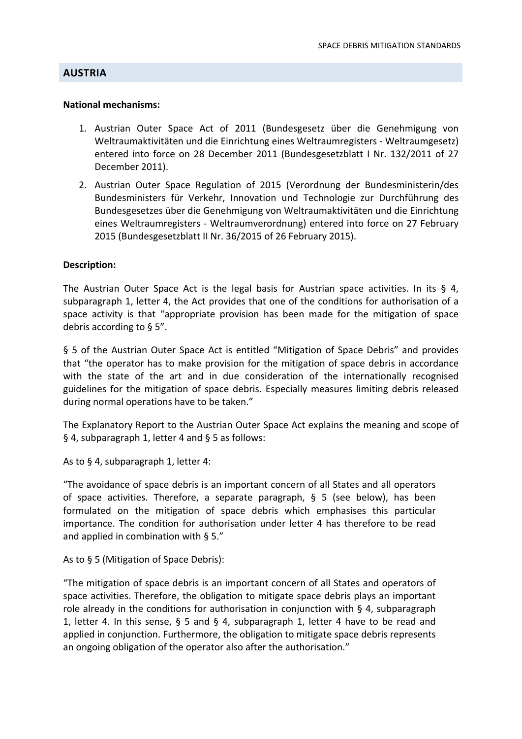## AUSTRIA

**National mechanisms:**

1. Austrian Outer Space Act of 2011 (Bundesgesetz über die Genehmigung von Weltraumaktivitäten und die Einrichtung eines Weltraumregisters - Weltraumgesetz) entered into force on 28 December 2011 (Bundesgesetzblatt I Nr. 132/2011 of 27 December 2011).
2. Austrian Outer Space Regulation of 2015 (Verordnung der Bundesministerin/des Bundesministers für Verkehr, Innovation und Technologie zur Durchführung des Bundesgesetzes über die Genehmigung von Weltraumaktivitäten und die Einrichtung eines Weltraumregisters - Weltraumverordnung) entered into force on 27 February 2015 (Bundesgesetzblatt II Nr. 36/2015 of 26 February 2015).

**Description:**

The Austrian Outer Space Act is the legal basis for Austrian space activities. In its § 4, subparagraph 1, letter 4, the Act provides that one of the conditions for authorisation of a space activity is that "appropriate provision has been made for the mitigation of space debris according to § 5".

§ 5 of the Austrian Outer Space Act is entitled "Mitigation of Space Debris" and provides that "the operator has to make provision for the mitigation of space debris in accordance with the state of the art and in due consideration of the internationally recognised guidelines for the mitigation of space debris. Especially measures limiting debris released during normal operations have to be taken."

The Explanatory Report to the Austrian Outer Space Act explains the meaning and scope of § 4, subparagraph 1, letter 4 and § 5 as follows:

As to § 4, subparagraph 1, letter 4:

> "The avoidance of space debris is an important concern of all States and all operators of space activities. Therefore, a separate paragraph, § 5 (see below), has been formulated on the mitigation of space debris which emphasises this particular importance. The condition for authorisation under letter 4 has therefore to be read and applied in combination with § 5."

As to § 5 (Mitigation of Space Debris):

> "The mitigation of space debris is an important concern of all States and operators of space activities. Therefore, the obligation to mitigate space debris plays an important role already in the conditions for authorisation in conjunction with § 4, subparagraph 1, letter 4. In this sense, § 5 and § 4, subparagraph 1, letter 4 have to be read and applied in conjunction. Furthermore, the obligation to mitigate space debris represents an ongoing obligation of the operator also after the authorisation."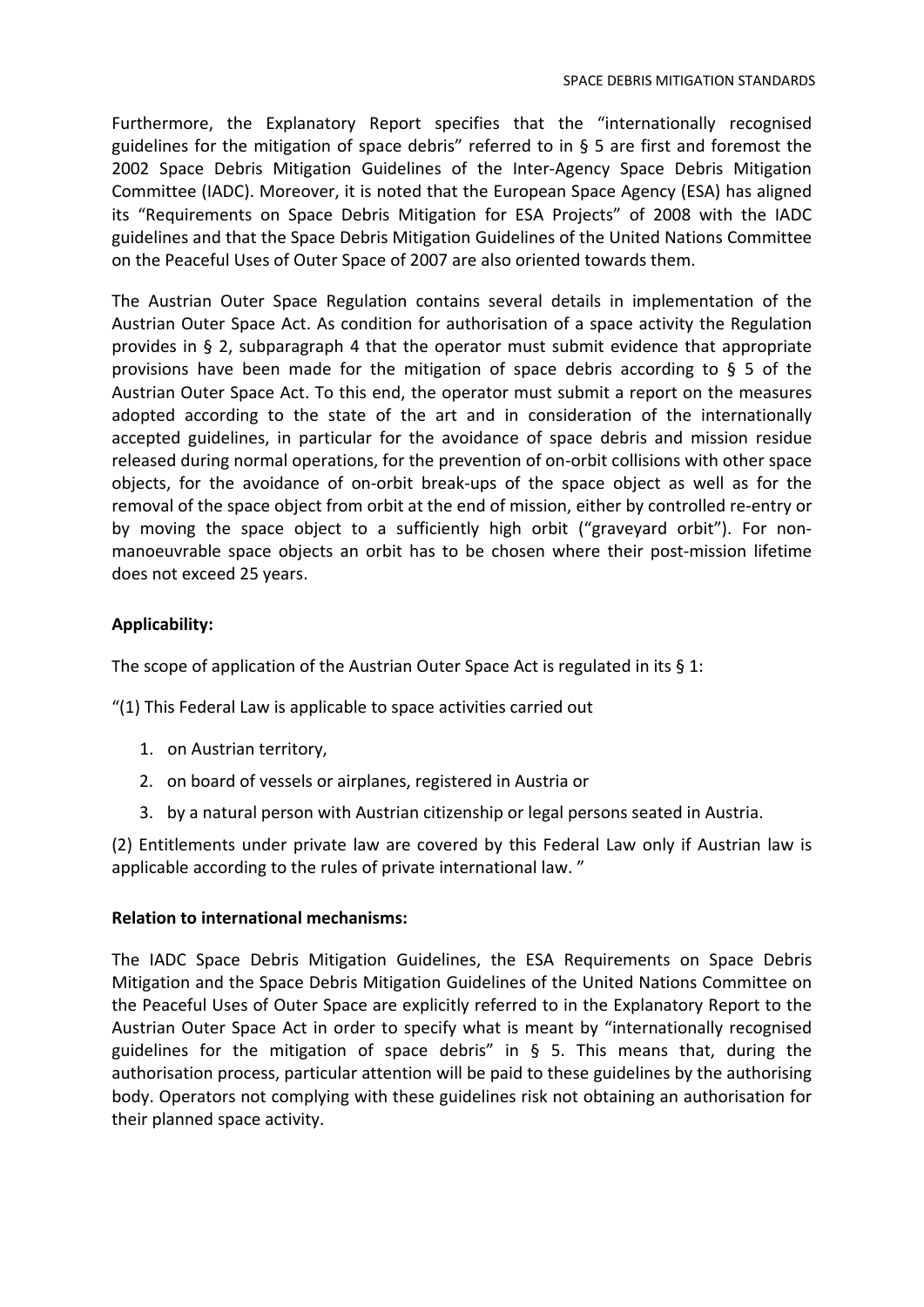Furthermore, the Explanatory Report specifies that the "internationally recognised guidelines for the mitigation of space debris" referred to in § 5 are first and foremost the 2002 Space Debris Mitigation Guidelines of the Inter-Agency Space Debris Mitigation Committee (IADC). Moreover, it is noted that the European Space Agency (ESA) has aligned its "Requirements on Space Debris Mitigation for ESA Projects" of 2008 with the IADC guidelines and that the Space Debris Mitigation Guidelines of the United Nations Committee on the Peaceful Uses of Outer Space of 2007 are also oriented towards them.

The Austrian Outer Space Regulation contains several details in implementation of the Austrian Outer Space Act. As condition for authorisation of a space activity the Regulation provides in § 2, subparagraph 4 that the operator must submit evidence that appropriate provisions have been made for the mitigation of space debris according to § 5 of the Austrian Outer Space Act. To this end, the operator must submit a report on the measures adopted according to the state of the art and in consideration of the internationally accepted guidelines, in particular for the avoidance of space debris and mission residue released during normal operations, for the prevention of on-orbit collisions with other space objects, for the avoidance of on-orbit break-ups of the space object as well as for the removal of the space object from orbit at the end of mission, either by controlled re-entry or by moving the space object to a sufficiently high orbit ("graveyard orbit"). For non-manoeuvrable space objects an orbit has to be chosen where their post-mission lifetime does not exceed 25 years.

**Applicability:**

The scope of application of the Austrian Outer Space Act is regulated in its § 1:

"(1) This Federal Law is applicable to space activities carried out

1. on Austrian territory,
2. on board of vessels or airplanes, registered in Austria or
3. by a natural person with Austrian citizenship or legal persons seated in Austria.

(2) Entitlements under private law are covered by this Federal Law only if Austrian law is applicable according to the rules of private international law. "

**Relation to international mechanisms:**

The IADC Space Debris Mitigation Guidelines, the ESA Requirements on Space Debris Mitigation and the Space Debris Mitigation Guidelines of the United Nations Committee on the Peaceful Uses of Outer Space are explicitly referred to in the Explanatory Report to the Austrian Outer Space Act in order to specify what is meant by "internationally recognised guidelines for the mitigation of space debris" in § 5. This means that, during the authorisation process, particular attention will be paid to these guidelines by the authorising body. Operators not complying with these guidelines risk not obtaining an authorisation for their planned space activity.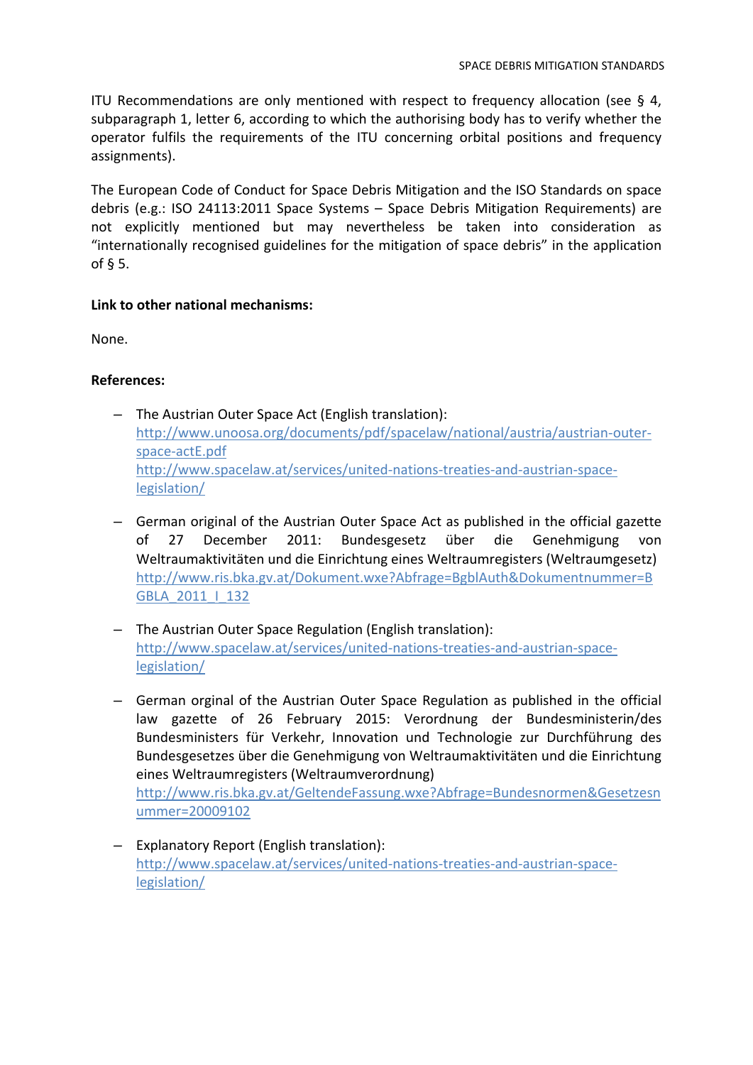ITU Recommendations are only mentioned with respect to frequency allocation (see § 4, subparagraph 1, letter 6, according to which the authorising body has to verify whether the operator fulfils the requirements of the ITU concerning orbital positions and frequency assignments).

The European Code of Conduct for Space Debris Mitigation and the ISO Standards on space debris (e.g.: ISO 24113:2011 Space Systems – Space Debris Mitigation Requirements) are not explicitly mentioned but may nevertheless be taken into consideration as "internationally recognised guidelines for the mitigation of space debris" in the application of § 5.

**Link to other national mechanisms:**

None.

**References:**

- The Austrian Outer Space Act (English translation):
  http://www.unoosa.org/documents/pdf/spacelaw/national/austria/austrian-outer-space-actE.pdf
  http://www.spacelaw.at/services/united-nations-treaties-and-austrian-space-legislation/

- German original of the Austrian Outer Space Act as published in the official gazette of 27 December 2011: Bundesgesetz über die Genehmigung von Weltraumaktivitäten und die Einrichtung eines Weltraumregisters (Weltraumgesetz)
  http://www.ris.bka.gv.at/Dokument.wxe?Abfrage=BgblAuth&Dokumentnummer=BGBLA_2011_I_132

- The Austrian Outer Space Regulation (English translation):
  http://www.spacelaw.at/services/united-nations-treaties-and-austrian-space-legislation/

- German orginal of the Austrian Outer Space Regulation as published in the official law gazette of 26 February 2015: Verordnung der Bundesministerin/des Bundesministers für Verkehr, Innovation und Technologie zur Durchführung des Bundesgesetzes über die Genehmigung von Weltraumaktivitäten und die Einrichtung eines Weltraumregisters (Weltraumverordnung)
  http://www.ris.bka.gv.at/GeltendeFassung.wxe?Abfrage=Bundesnormen&Gesetzesnummer=20009102

- Explanatory Report (English translation):
  http://www.spacelaw.at/services/united-nations-treaties-and-austrian-space-legislation/